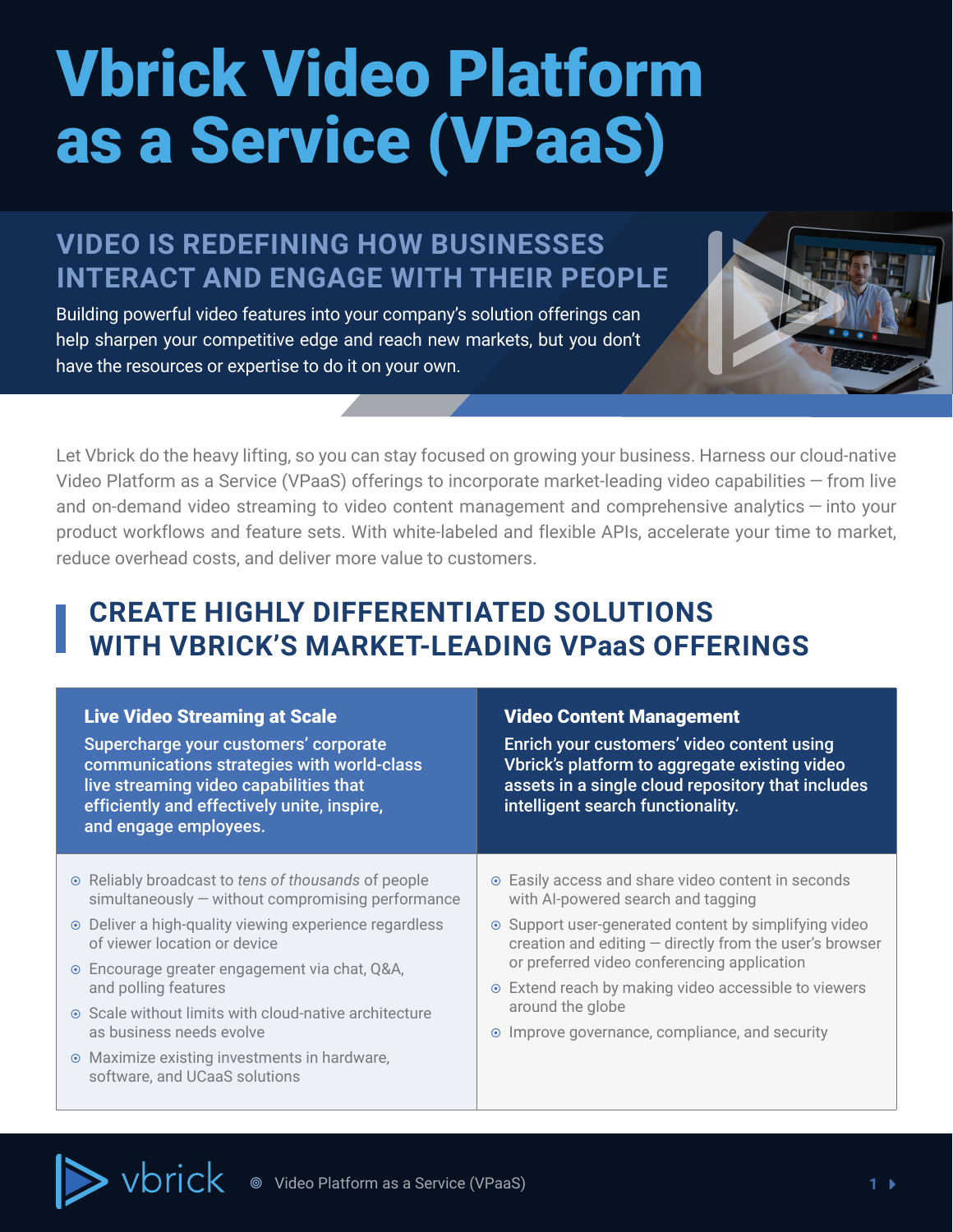# Vbrick Video Platform as a Service (VPaaS)

## VIDEO IS REDEFINING HOW BUSINESSES INTERACT AND ENGAGE WITH THEIR PEOPLE

Building powerful video features into your company's solution offerings can help sharpen your competitive edge and reach new markets, but you don't have the resources or expertise to do it on your own.

Let Vbrick do the heavy lifting, so you can stay focused on growing your business. Harness our cloud-native Video Platform as a Service (VPaaS) offerings to incorporate market-leading video capabilities — from live and on-demand video streaming to video content management and comprehensive analytics — into your product workflows and feature sets. With white-labeled and flexible APIs, accelerate your time to market, reduce overhead costs, and deliver more value to customers.

## CREATE HIGHLY DIFFERENTIATED SOLUTIONS WITH VBRICK'S MARKET-LEADING VPaaS OFFERINGS

### Live Video Streaming at Scale

Supercharge your customers' corporate communications strategies with world-class live streaming video capabilities that efficiently and effectively unite, inspire, and engage employees.

- Reliably broadcast to *tens of thousands* of people simultaneously — without compromising performance
- Deliver a high-quality viewing experience regardless of viewer location or device
- Encourage greater engagement via chat, Q&A, and polling features
- Scale without limits with cloud-native architecture as business needs evolve
- Maximize existing investments in hardware, software, and UCaaS solutions

### Video Content Management

Enrich your customers' video content using Vbrick's platform to aggregate existing video assets in a single cloud repository that includes intelligent search functionality.

- Easily access and share video content in seconds with AI-powered search and tagging
- Support user-generated content by simplifying video creation and editing — directly from the user's browser or preferred video conferencing application
- Extend reach by making video accessible to viewers around the globe
- Improve governance, compliance, and security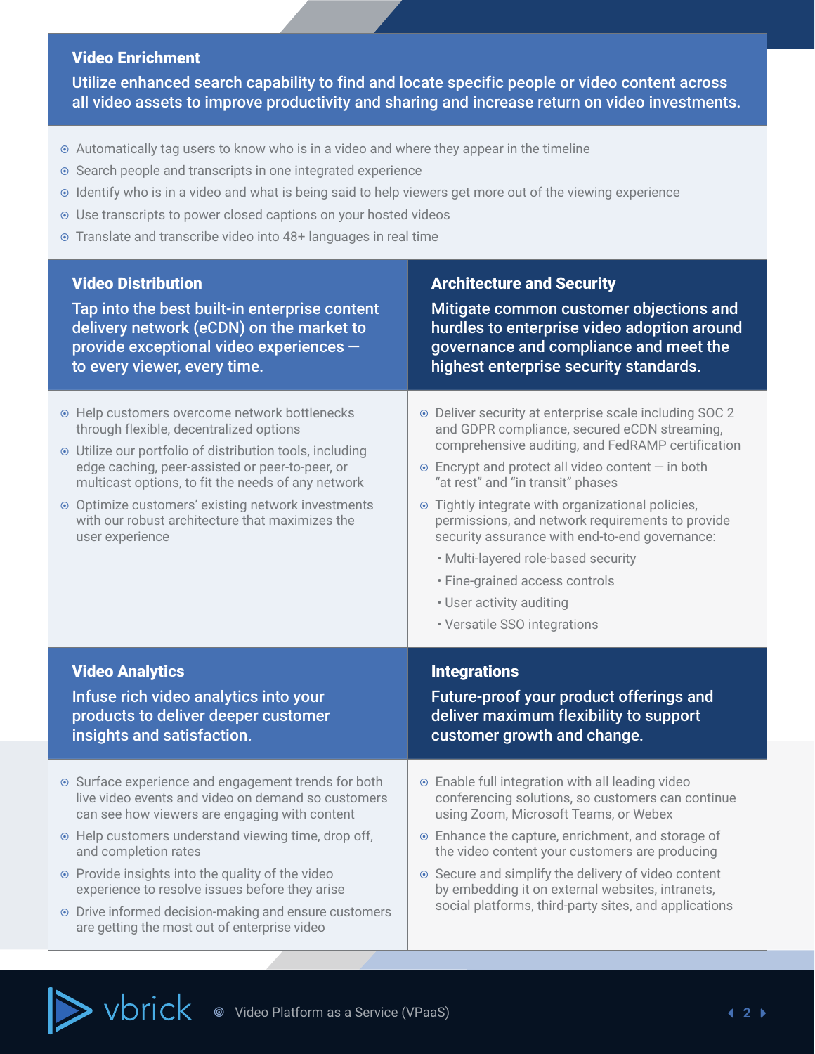## Video Enrichment

**Utilize enhanced search capability to find and locate specific people or video content across all video assets to improve productivity and sharing and increase return on video investments.**

- Automatically tag users to know who is in a video and where they appear in the timeline
- Search people and transcripts in one integrated experience
- Identify who is in a video and what is being said to help viewers get more out of the viewing experience
- Use transcripts to power closed captions on your hosted videos
- Translate and transcribe video into 48+ languages in real time

## Video Distribution

**Tap into the best built-in enterprise content delivery network (eCDN) on the market to provide exceptional video experiences — to every viewer, every time.**

- Help customers overcome network bottlenecks through flexible, decentralized options
- Utilize our portfolio of distribution tools, including edge caching, peer-assisted or peer-to-peer, or multicast options, to fit the needs of any network
- Optimize customers' existing network investments with our robust architecture that maximizes the user experience

## Architecture and Security

**Mitigate common customer objections and hurdles to enterprise video adoption around governance and compliance and meet the highest enterprise security standards.**

- Deliver security at enterprise scale including SOC 2 and GDPR compliance, secured eCDN streaming, comprehensive auditing, and FedRAMP certification
- Encrypt and protect all video content — in both "at rest" and "in transit" phases
- Tightly integrate with organizational policies, permissions, and network requirements to provide security assurance with end-to-end governance:
  - Multi-layered role-based security
  - Fine-grained access controls
  - User activity auditing
  - Versatile SSO integrations

## Video Analytics

**Infuse rich video analytics into your products to deliver deeper customer insights and satisfaction.**

- Surface experience and engagement trends for both live video events and video on demand so customers can see how viewers are engaging with content
- Help customers understand viewing time, drop off, and completion rates
- Provide insights into the quality of the video experience to resolve issues before they arise
- Drive informed decision-making and ensure customers are getting the most out of enterprise video

## Integrations

**Future-proof your product offerings and deliver maximum flexibility to support customer growth and change.**

- Enable full integration with all leading video conferencing solutions, so customers can continue using Zoom, Microsoft Teams, or Webex
- Enhance the capture, enrichment, and storage of the video content your customers are producing
- Secure and simplify the delivery of video content by embedding it on external websites, intranets, social platforms, third-party sites, and applications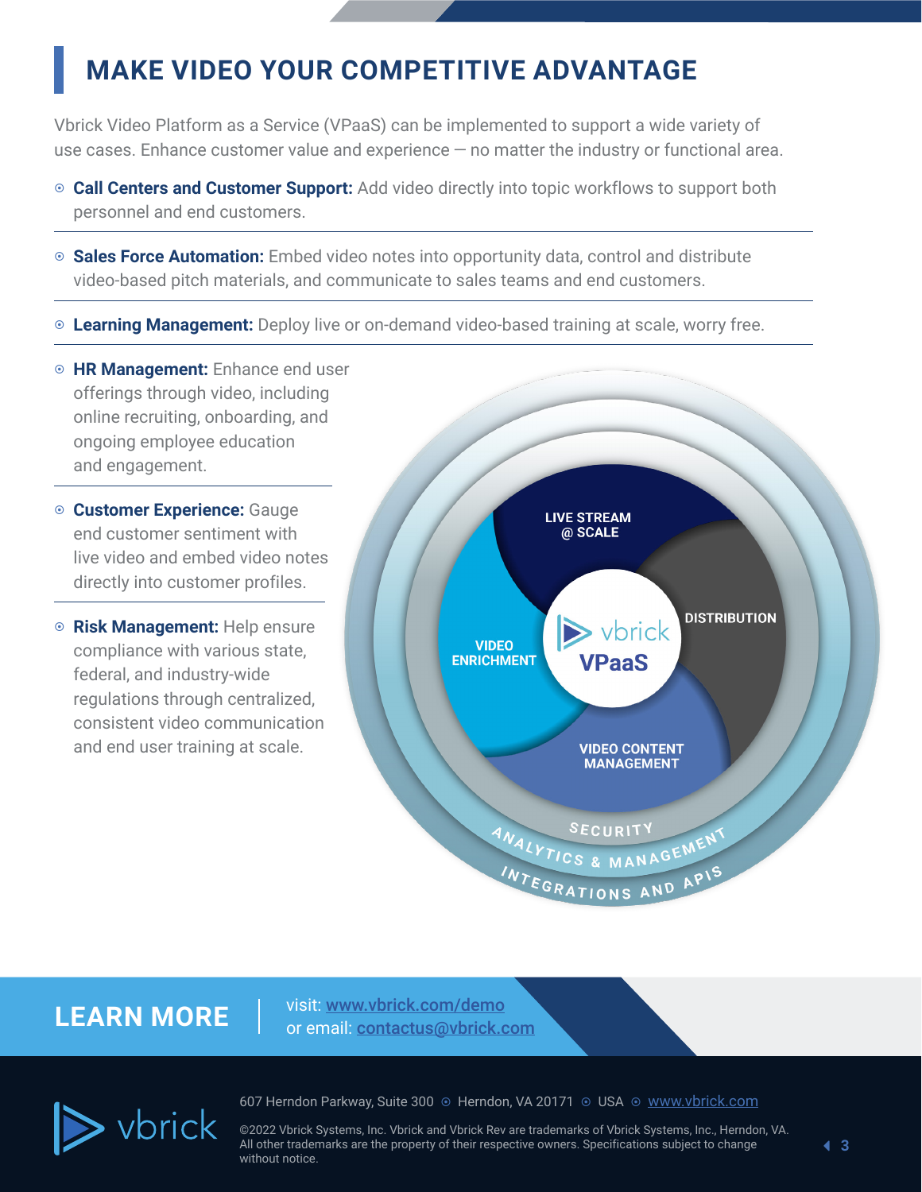# MAKE VIDEO YOUR COMPETITIVE ADVANTAGE

Vbrick Video Platform as a Service (VPaaS) can be implemented to support a wide variety of use cases. Enhance customer value and experience — no matter the industry or functional area.

- **Call Centers and Customer Support:** Add video directly into topic workflows to support both personnel and end customers.
- **Sales Force Automation:** Embed video notes into opportunity data, control and distribute video-based pitch materials, and communicate to sales teams and end customers.
- **Learning Management:** Deploy live or on-demand video-based training at scale, worry free.
- **HR Management:** Enhance end user offerings through video, including online recruiting, onboarding, and ongoing employee education and engagement.
- **Customer Experience:** Gauge end customer sentiment with live video and embed video notes directly into customer profiles.
- **Risk Management:** Help ensure compliance with various state, federal, and industry-wide regulations through centralized, consistent video communication and end user training at scale.

LIVE STREAM @ SCALE

DISTRIBUTION

VIDEO ENRICHMENT

vbrick VPaaS

VIDEO CONTENT MANAGEMENT

SECURITY

ANALYTICS & MANAGEMENT

INTEGRATIONS AND APIS

**LEARN MORE**

visit: [www.vbrick.com/demo](www.vbrick.com/demo)
or email: [contactus@vbrick.com](mailto:contactus@vbrick.com)

607 Herndon Parkway, Suite 300 ⊙ Herndon, VA 20171 ⊙ USA ⊙ [www.vbrick.com](www.vbrick.com)

©2022 Vbrick Systems, Inc. Vbrick and Vbrick Rev are trademarks of Vbrick Systems, Inc., Herndon, VA. All other trademarks are the property of their respective owners. Specifications subject to change without notice.